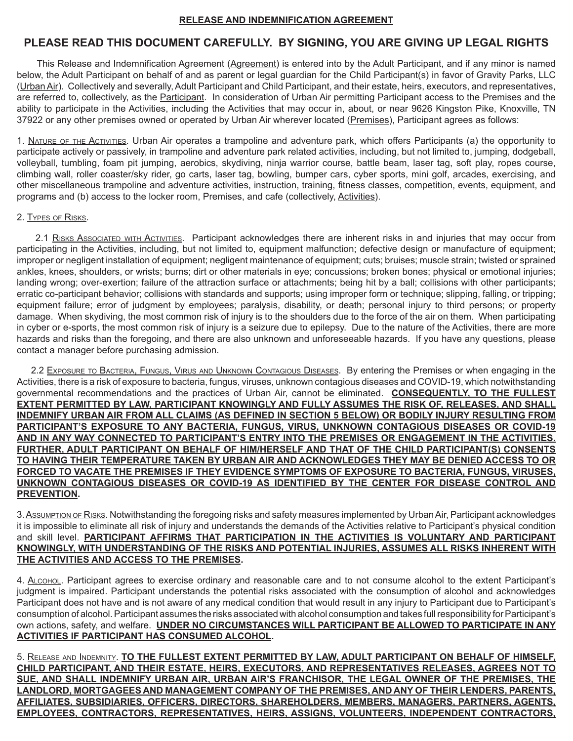**RELEASE AND INDEMNIFICATION AGREEMENT**

# PLEASE READ THIS DOCUMENT CAREFULLY. BY SIGNING, YOU ARE GIVING UP LEGAL RIGHTS

This Release and Indemnification Agreement (Agreement) is entered into by the Adult Participant, and if any minor is named below, the Adult Participant on behalf of and as parent or legal guardian for the Child Participant(s) in favor of Gravity Parks, LLC (Urban Air). Collectively and severally, Adult Participant and Child Participant, and their estate, heirs, executors, and representatives, are referred to, collectively, as the Participant. In consideration of Urban Air permitting Participant access to the Premises and the ability to participate in the Activities, including the Activities that may occur in, about, or near 9626 Kingston Pike, Knoxville, TN 37922 or any other premises owned or operated by Urban Air wherever located (Premises), Participant agrees as follows:

1. Nature of the Activities. Urban Air operates a trampoline and adventure park, which offers Participants (a) the opportunity to participate actively or passively, in trampoline and adventure park related activities, including, but not limited to, jumping, dodgeball, volleyball, tumbling, foam pit jumping, aerobics, skydiving, ninja warrior course, battle beam, laser tag, soft play, ropes course, climbing wall, roller coaster/sky rider, go carts, laser tag, bowling, bumper cars, cyber sports, mini golf, arcades, exercising, and other miscellaneous trampoline and adventure activities, instruction, training, fitness classes, competition, events, equipment, and programs and (b) access to the locker room, Premises, and cafe (collectively, Activities).

2. Types of Risks.

2.1 Risks Associated with Activities. Participant acknowledges there are inherent risks in and injuries that may occur from participating in the Activities, including, but not limited to, equipment malfunction; defective design or manufacture of equipment; improper or negligent installation of equipment; negligent maintenance of equipment; cuts; bruises; muscle strain; twisted or sprained ankles, knees, shoulders, or wrists; burns; dirt or other materials in eye; concussions; broken bones; physical or emotional injuries; landing wrong; over-exertion; failure of the attraction surface or attachments; being hit by a ball; collisions with other participants; erratic co-participant behavior; collisions with standards and supports; using improper form or technique; slipping, falling, or tripping; equipment failure; error of judgment by employees; paralysis, disability, or death; personal injury to third persons; or property damage. When skydiving, the most common risk of injury is to the shoulders due to the force of the air on them. When participating in cyber or e-sports, the most common risk of injury is a seizure due to epilepsy. Due to the nature of the Activities, there are more hazards and risks than the foregoing, and there are also unknown and unforeseeable hazards. If you have any questions, please contact a manager before purchasing admission.

2.2 Exposure to Bacteria, Fungus, Virus and Unknown Contagious Diseases. By entering the Premises or when engaging in the Activities, there is a risk of exposure to bacteria, fungus, viruses, unknown contagious diseases and COVID-19, which notwithstanding governmental recommendations and the practices of Urban Air, cannot be eliminated. **CONSEQUENTLY, TO THE FULLEST EXTENT PERMITTED BY LAW, PARTICIPANT KNOWINGLY AND FULLY ASSUMES THE RISK OF, RELEASES, AND SHALL INDEMNIFY URBAN AIR FROM ALL CLAIMS (AS DEFINED IN SECTION 5 BELOW) OR BODILY INJURY RESULTING FROM PARTICIPANT'S EXPOSURE TO ANY BACTERIA, FUNGUS, VIRUS, UNKNOWN CONTAGIOUS DISEASES OR COVID-19 AND IN ANY WAY CONNECTED TO PARTICIPANT'S ENTRY INTO THE PREMISES OR ENGAGEMENT IN THE ACTIVITIES. FURTHER, ADULT PARTICIPANT ON BEHALF OF HIM/HERSELF AND THAT OF THE CHILD PARTICIPANT(S) CONSENTS TO HAVING THEIR TEMPERATURE TAKEN BY URBAN AIR AND ACKNOWLEDGES THEY MAY BE DENIED ACCESS TO OR FORCED TO VACATE THE PREMISES IF THEY EVIDENCE SYMPTOMS OF EXPOSURE TO BACTERIA, FUNGUS, VIRUSES, UNKNOWN CONTAGIOUS DISEASES OR COVID-19 AS IDENTIFIED BY THE CENTER FOR DISEASE CONTROL AND PREVENTION.**

3. Assumption of Risks. Notwithstanding the foregoing risks and safety measures implemented by Urban Air, Participant acknowledges it is impossible to eliminate all risk of injury and understands the demands of the Activities relative to Participant's physical condition and skill level. **PARTICIPANT AFFIRMS THAT PARTICIPATION IN THE ACTIVITIES IS VOLUNTARY AND PARTICIPANT KNOWINGLY, WITH UNDERSTANDING OF THE RISKS AND POTENTIAL INJURIES, ASSUMES ALL RISKS INHERENT WITH THE ACTIVITIES AND ACCESS TO THE PREMISES.**

4. Alcohol. Participant agrees to exercise ordinary and reasonable care and to not consume alcohol to the extent Participant's judgment is impaired. Participant understands the potential risks associated with the consumption of alcohol and acknowledges Participant does not have and is not aware of any medical condition that would result in any injury to Participant due to Participant's consumption of alcohol. Participant assumes the risks associated with alcohol consumption and takes full responsibility for Participant's own actions, safety, and welfare. **UNDER NO CIRCUMSTANCES WILL PARTICIPANT BE ALLOWED TO PARTICIPATE IN ANY ACTIVITIES IF PARTICIPANT HAS CONSUMED ALCOHOL.**

5. Release and Indemnity. **TO THE FULLEST EXTENT PERMITTED BY LAW, ADULT PARTICIPANT ON BEHALF OF HIMSELF, CHILD PARTICIPANT, AND THEIR ESTATE, HEIRS, EXECUTORS, AND REPRESENTATIVES RELEASES, AGREES NOT TO SUE, AND SHALL INDEMNIFY URBAN AIR, URBAN AIR'S FRANCHISOR, THE LEGAL OWNER OF THE PREMISES, THE LANDLORD, MORTGAGEES AND MANAGEMENT COMPANY OF THE PREMISES, AND ANY OF THEIR LENDERS, PARENTS, AFFILIATES, SUBSIDIARIES, OFFICERS, DIRECTORS, SHAREHOLDERS, MEMBERS, MANAGERS, PARTNERS, AGENTS, EMPLOYEES, CONTRACTORS, REPRESENTATIVES, HEIRS, ASSIGNS, VOLUNTEERS, INDEPENDENT CONTRACTORS,**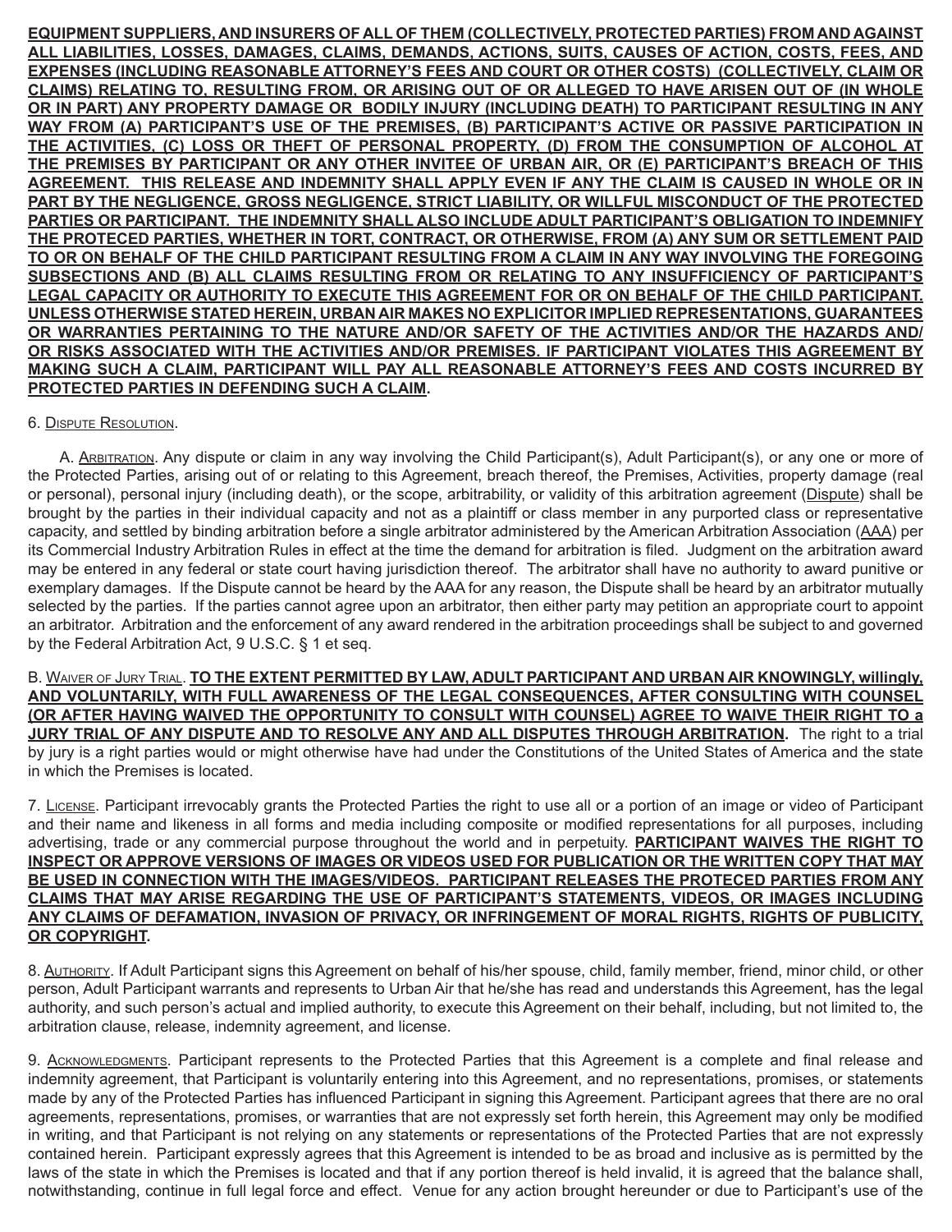**EQUIPMENT SUPPLIERS, AND INSURERS OF ALL OF THEM (COLLECTIVELY, PROTECTED PARTIES) FROM AND AGAINST ALL LIABILITIES, LOSSES, DAMAGES, CLAIMS, DEMANDS, ACTIONS, SUITS, CAUSES OF ACTION, COSTS, FEES, AND EXPENSES (INCLUDING REASONABLE ATTORNEY'S FEES AND COURT OR OTHER COSTS) (COLLECTIVELY, CLAIM OR CLAIMS) RELATING TO, RESULTING FROM, OR ARISING OUT OF OR ALLEGED TO HAVE ARISEN OUT OF (IN WHOLE OR IN PART) ANY PROPERTY DAMAGE OR BODILY INJURY (INCLUDING DEATH) TO PARTICIPANT RESULTING IN ANY WAY FROM (A) PARTICIPANT'S USE OF THE PREMISES, (B) PARTICIPANT'S ACTIVE OR PASSIVE PARTICIPATION IN THE ACTIVITIES, (C) LOSS OR THEFT OF PERSONAL PROPERTY, (D) FROM THE CONSUMPTION OF ALCOHOL AT THE PREMISES BY PARTICIPANT OR ANY OTHER INVITEE OF URBAN AIR, OR (E) PARTICIPANT'S BREACH OF THIS AGREEMENT. THIS RELEASE AND INDEMNITY SHALL APPLY EVEN IF ANY THE CLAIM IS CAUSED IN WHOLE OR IN PART BY THE NEGLIGENCE, GROSS NEGLIGENCE, STRICT LIABILITY, OR WILLFUL MISCONDUCT OF THE PROTECTED PARTIES OR PARTICIPANT. THE INDEMNITY SHALL ALSO INCLUDE ADULT PARTICIPANT'S OBLIGATION TO INDEMNIFY THE PROTECED PARTIES, WHETHER IN TORT, CONTRACT, OR OTHERWISE, FROM (A) ANY SUM OR SETTLEMENT PAID TO OR ON BEHALF OF THE CHILD PARTICIPANT RESULTING FROM A CLAIM IN ANY WAY INVOLVING THE FOREGOING SUBSECTIONS AND (B) ALL CLAIMS RESULTING FROM OR RELATING TO ANY INSUFFICIENCY OF PARTICIPANT'S LEGAL CAPACITY OR AUTHORITY TO EXECUTE THIS AGREEMENT FOR OR ON BEHALF OF THE CHILD PARTICIPANT. UNLESS OTHERWISE STATED HEREIN, URBAN AIR MAKES NO EXPLICITOR IMPLIED REPRESENTATIONS, GUARANTEES OR WARRANTIES PERTAINING TO THE NATURE AND/OR SAFETY OF THE ACTIVITIES AND/OR THE HAZARDS AND/ OR RISKS ASSOCIATED WITH THE ACTIVITIES AND/OR PREMISES. IF PARTICIPANT VIOLATES THIS AGREEMENT BY MAKING SUCH A CLAIM, PARTICIPANT WILL PAY ALL REASONABLE ATTORNEY'S FEES AND COSTS INCURRED BY PROTECTED PARTIES IN DEFENDING SUCH A CLAIM.**

6. Dispute Resolution.

A. Arbitration. Any dispute or claim in any way involving the Child Participant(s), Adult Participant(s), or any one or more of the Protected Parties, arising out of or relating to this Agreement, breach thereof, the Premises, Activities, property damage (real or personal), personal injury (including death), or the scope, arbitrability, or validity of this arbitration agreement (Dispute) shall be brought by the parties in their individual capacity and not as a plaintiff or class member in any purported class or representative capacity, and settled by binding arbitration before a single arbitrator administered by the American Arbitration Association (AAA) per its Commercial Industry Arbitration Rules in effect at the time the demand for arbitration is filed. Judgment on the arbitration award may be entered in any federal or state court having jurisdiction thereof. The arbitrator shall have no authority to award punitive or exemplary damages. If the Dispute cannot be heard by the AAA for any reason, the Dispute shall be heard by an arbitrator mutually selected by the parties. If the parties cannot agree upon an arbitrator, then either party may petition an appropriate court to appoint an arbitrator. Arbitration and the enforcement of any award rendered in the arbitration proceedings shall be subject to and governed by the Federal Arbitration Act, 9 U.S.C. § 1 et seq.

B. Waiver of Jury Trial. **TO THE EXTENT PERMITTED BY LAW, ADULT PARTICIPANT AND URBAN AIR KNOWINGLY, willingly, AND VOLUNTARILY, WITH FULL AWARENESS OF THE LEGAL CONSEQUENCES, AFTER CONSULTING WITH COUNSEL (OR AFTER HAVING WAIVED THE OPPORTUNITY TO CONSULT WITH COUNSEL) AGREE TO WAIVE THEIR RIGHT TO a JURY TRIAL OF ANY DISPUTE AND TO RESOLVE ANY AND ALL DISPUTES THROUGH ARBITRATION.** The right to a trial by jury is a right parties would or might otherwise have had under the Constitutions of the United States of America and the state in which the Premises is located.

7. License. Participant irrevocably grants the Protected Parties the right to use all or a portion of an image or video of Participant and their name and likeness in all forms and media including composite or modified representations for all purposes, including advertising, trade or any commercial purpose throughout the world and in perpetuity. **PARTICIPANT WAIVES THE RIGHT TO INSPECT OR APPROVE VERSIONS OF IMAGES OR VIDEOS USED FOR PUBLICATION OR THE WRITTEN COPY THAT MAY BE USED IN CONNECTION WITH THE IMAGES/VIDEOS. PARTICIPANT RELEASES THE PROTECED PARTIES FROM ANY CLAIMS THAT MAY ARISE REGARDING THE USE OF PARTICIPANT'S STATEMENTS, VIDEOS, OR IMAGES INCLUDING ANY CLAIMS OF DEFAMATION, INVASION OF PRIVACY, OR INFRINGEMENT OF MORAL RIGHTS, RIGHTS OF PUBLICITY, OR COPYRIGHT.**

8. Authority. If Adult Participant signs this Agreement on behalf of his/her spouse, child, family member, friend, minor child, or other person, Adult Participant warrants and represents to Urban Air that he/she has read and understands this Agreement, has the legal authority, and such person's actual and implied authority, to execute this Agreement on their behalf, including, but not limited to, the arbitration clause, release, indemnity agreement, and license.

9. Acknowledgments. Participant represents to the Protected Parties that this Agreement is a complete and final release and indemnity agreement, that Participant is voluntarily entering into this Agreement, and no representations, promises, or statements made by any of the Protected Parties has influenced Participant in signing this Agreement. Participant agrees that there are no oral agreements, representations, promises, or warranties that are not expressly set forth herein, this Agreement may only be modified in writing, and that Participant is not relying on any statements or representations of the Protected Parties that are not expressly contained herein. Participant expressly agrees that this Agreement is intended to be as broad and inclusive as is permitted by the laws of the state in which the Premises is located and that if any portion thereof is held invalid, it is agreed that the balance shall, notwithstanding, continue in full legal force and effect. Venue for any action brought hereunder or due to Participant's use of the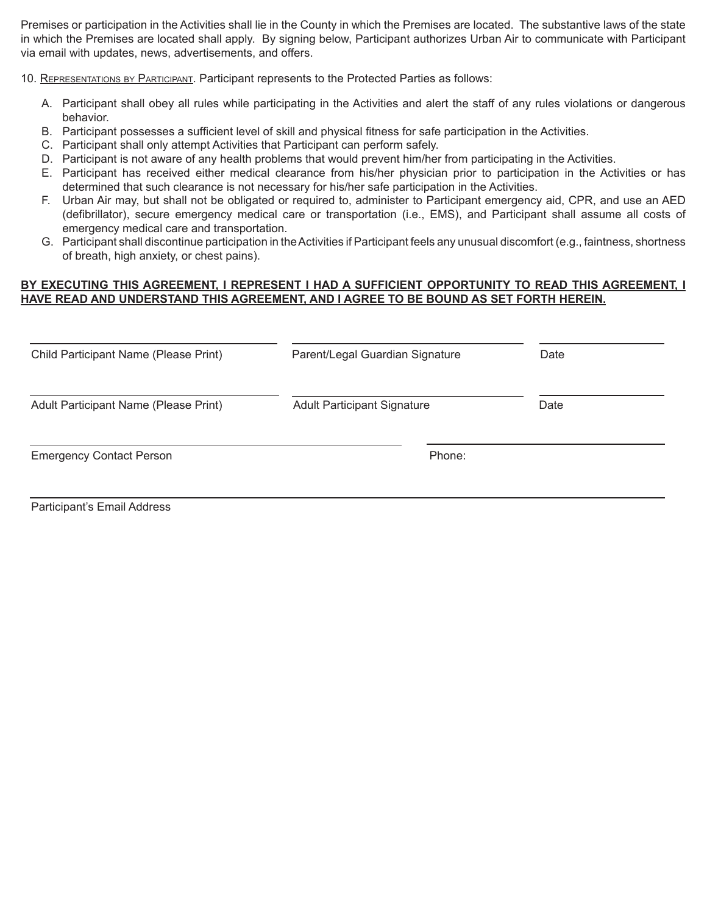Premises or participation in the Activities shall lie in the County in which the Premises are located. The substantive laws of the state in which the Premises are located shall apply. By signing below, Participant authorizes Urban Air to communicate with Participant via email with updates, news, advertisements, and offers.

10. Representations by Participant. Participant represents to the Protected Parties as follows:

A. Participant shall obey all rules while participating in the Activities and alert the staff of any rules violations or dangerous behavior.
B. Participant possesses a sufficient level of skill and physical fitness for safe participation in the Activities.
C. Participant shall only attempt Activities that Participant can perform safely.
D. Participant is not aware of any health problems that would prevent him/her from participating in the Activities.
E. Participant has received either medical clearance from his/her physician prior to participation in the Activities or has determined that such clearance is not necessary for his/her safe participation in the Activities.
F. Urban Air may, but shall not be obligated or required to, administer to Participant emergency aid, CPR, and use an AED (defibrillator), secure emergency medical care or transportation (i.e., EMS), and Participant shall assume all costs of emergency medical care and transportation.
G. Participant shall discontinue participation in the Activities if Participant feels any unusual discomfort (e.g., faintness, shortness of breath, high anxiety, or chest pains).

**BY EXECUTING THIS AGREEMENT, I REPRESENT I HAD A SUFFICIENT OPPORTUNITY TO READ THIS AGREEMENT, I HAVE READ AND UNDERSTAND THIS AGREEMENT, AND I AGREE TO BE BOUND AS SET FORTH HEREIN.**

| | | |
|---|---|---|
| Child Participant Name (Please Print) | Parent/Legal Guardian Signature | Date |
| Adult Participant Name (Please Print) | Adult Participant Signature | Date |

Emergency Contact Person

Phone:

Participant's Email Address